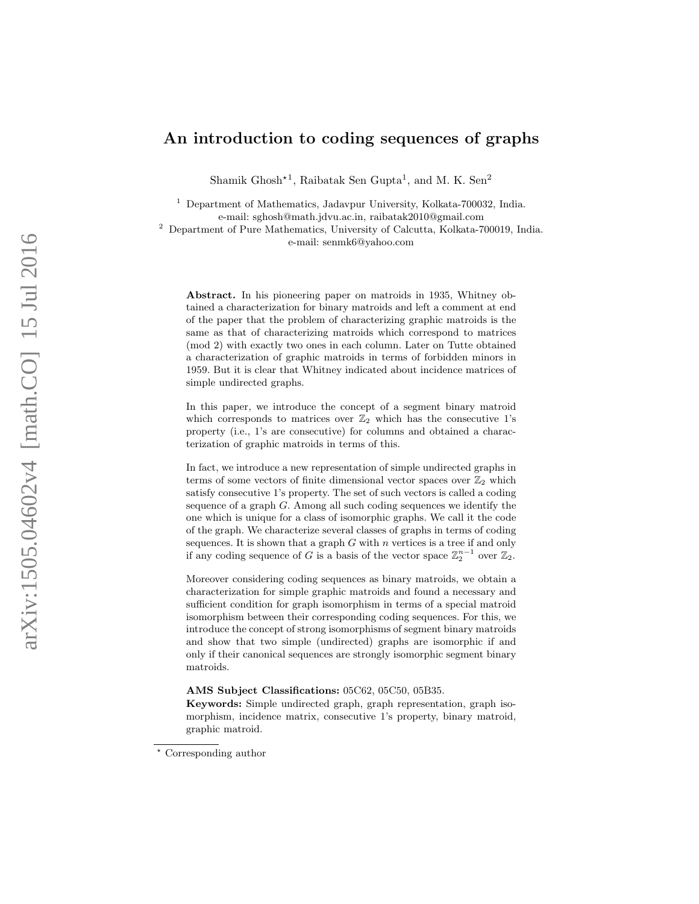# An introduction to coding sequences of graphs

Shamik Ghosh*[1], Raibatak Sen Gupta[1], and M. K. Sen[2]

[1] Department of Mathematics, Jadavpur University, Kolkata-700032, India.
e-mail: sghosh@math.jdvu.ac.in, raibatak2010@gmail.com

[2] Department of Pure Mathematics, University of Calcutta, Kolkata-700019, India.
e-mail: senmk6@yahoo.com

**Abstract.** In his pioneering paper on matroids in 1935, Whitney obtained a characterization for binary matroids and left a comment at end of the paper that the problem of characterizing graphic matroids is the same as that of characterizing matroids which correspond to matrices (mod 2) with exactly two ones in each column. Later on Tutte obtained a characterization of graphic matroids in terms of forbidden minors in 1959. But it is clear that Whitney indicated about incidence matrices of simple undirected graphs.

In this paper, we introduce the concept of a segment binary matroid which corresponds to matrices over $\mathbb{Z}_2$ which has the consecutive 1's property (i.e., 1's are consecutive) for columns and obtained a characterization of graphic matroids in terms of this.

In fact, we introduce a new representation of simple undirected graphs in terms of some vectors of finite dimensional vector spaces over $\mathbb{Z}_2$ which satisfy consecutive 1's property. The set of such vectors is called a coding sequence of a graph $G$. Among all such coding sequences we identify the one which is unique for a class of isomorphic graphs. We call it the code of the graph. We characterize several classes of graphs in terms of coding sequences. It is shown that a graph $G$ with $n$ vertices is a tree if and only if any coding sequence of $G$ is a basis of the vector space $\mathbb{Z}_2^{n-1}$ over $\mathbb{Z}_2$.

Moreover considering coding sequences as binary matroids, we obtain a characterization for simple graphic matroids and found a necessary and sufficient condition for graph isomorphism in terms of a special matroid isomorphism between their corresponding coding sequences. For this, we introduce the concept of strong isomorphisms of segment binary matroids and show that two simple (undirected) graphs are isomorphic if and only if their canonical sequences are strongly isomorphic segment binary matroids.

**AMS Subject Classifications:** 05C62, 05C50, 05B35.
**Keywords:** Simple undirected graph, graph representation, graph isomorphism, incidence matrix, consecutive 1's property, binary matroid, graphic matroid.

* Corresponding author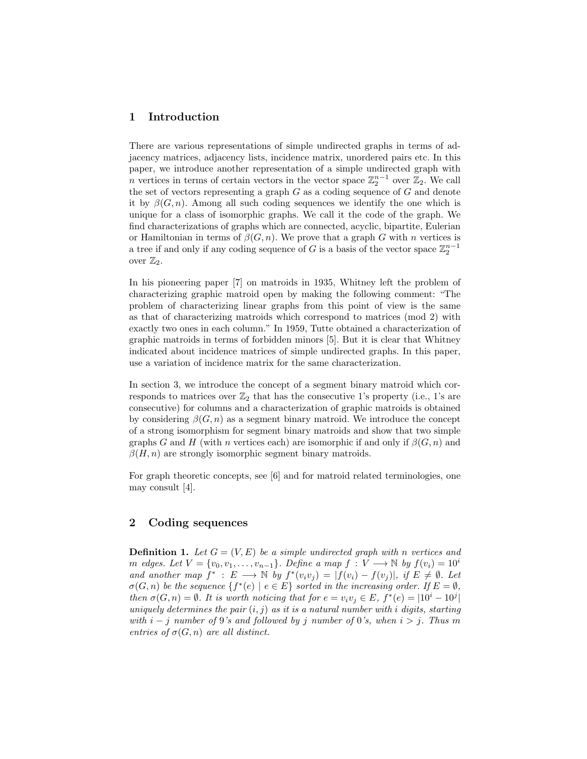## 1 Introduction

There are various representations of simple undirected graphs in terms of adjacency matrices, adjacency lists, incidence matrix, unordered pairs etc. In this paper, we introduce another representation of a simple undirected graph with $n$ vertices in terms of certain vectors in the vector space $\mathbb{Z}_2^{n-1}$ over $\mathbb{Z}_2$. We call the set of vectors representing a graph $G$ as a coding sequence of $G$ and denote it by $\beta(G, n)$. Among all such coding sequences we identify the one which is unique for a class of isomorphic graphs. We call it the code of the graph. We find characterizations of graphs which are connected, acyclic, bipartite, Eulerian or Hamiltonian in terms of $\beta(G, n)$. We prove that a graph $G$ with $n$ vertices is a tree if and only if any coding sequence of $G$ is a basis of the vector space $\mathbb{Z}_2^{n-1}$ over $\mathbb{Z}_2$.

In his pioneering paper [7] on matroids in 1935, Whitney left the problem of characterizing graphic matroid open by making the following comment: "The problem of characterizing linear graphs from this point of view is the same as that of characterizing matroids which correspond to matrices (mod 2) with exactly two ones in each column." In 1959, Tutte obtained a characterization of graphic matroids in terms of forbidden minors [5]. But it is clear that Whitney indicated about incidence matrices of simple undirected graphs. In this paper, use a variation of incidence matrix for the same characterization.

In section 3, we introduce the concept of a segment binary matroid which corresponds to matrices over $\mathbb{Z}_2$ that has the consecutive 1's property (i.e., 1's are consecutive) for columns and a characterization of graphic matroids is obtained by considering $\beta(G, n)$ as a segment binary matroid. We introduce the concept of a strong isomorphism for segment binary matroids and show that two simple graphs $G$ and $H$ (with $n$ vertices each) are isomorphic if and only if $\beta(G, n)$ and $\beta(H, n)$ are strongly isomorphic segment binary matroids.

For graph theoretic concepts, see [6] and for matroid related terminologies, one may consult [4].

## 2 Coding sequences

**Definition 1.** *Let $G = (V, E)$ be a simple undirected graph with $n$ vertices and $m$ edges. Let $V = \{v_0, v_1, \ldots, v_{n-1}\}$. Define a map $f : V \longrightarrow \mathbb{N}$ by $f(v_i) = 10^i$ and another map $f^* : E \longrightarrow \mathbb{N}$ by $f^*(v_i v_j) = |f(v_i) - f(v_j)|$, if $E \neq \emptyset$. Let $\sigma(G, n)$ be the sequence $\{f^*(e) \mid e \in E\}$ sorted in the increasing order. If $E = \emptyset$, then $\sigma(G, n) = \emptyset$. It is worth noticing that for $e = v_i v_j \in E$, $f^*(e) = |10^i - 10^j|$ uniquely determines the pair $(i, j)$ as it is a natural number with $i$ digits, starting with $i - j$ number of 9's and followed by $j$ number of 0's, when $i > j$. Thus $m$ entries of $\sigma(G, n)$ are all distinct.*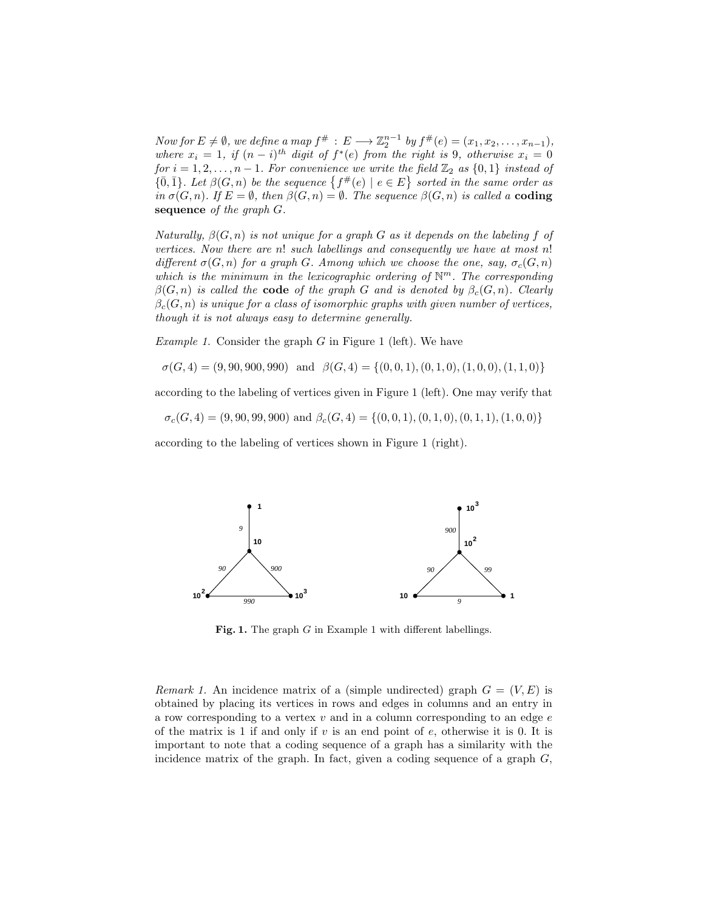*Now for $E \neq \emptyset$, we define a map $f^{\#} : E \longrightarrow \mathbb{Z}_2^{n-1}$ by $f^{\#}(e) = (x_1, x_2, \ldots, x_{n-1})$, where $x_i = 1$, if $(n-i)^{th}$ digit of $f^*(e)$ from the right is 9, otherwise $x_i = 0$ for $i = 1, 2, \ldots, n-1$. For convenience we write the field $\mathbb{Z}_2$ as $\{0, 1\}$ instead of $\{\bar{0}, \bar{1}\}$. Let $\beta(G, n)$ be the sequence $\{f^{\#}(e) \mid e \in E\}$ sorted in the same order as in $\sigma(G, n)$. If $E = \emptyset$, then $\beta(G, n) = \emptyset$. The sequence $\beta(G, n)$ is called a* **coding sequence** *of the graph $G$.*

*Naturally, $\beta(G, n)$ is not unique for a graph $G$ as it depends on the labeling $f$ of vertices. Now there are $n!$ such labellings and consequently we have at most $n!$ different $\sigma(G, n)$ for a graph $G$. Among which we choose the one, say, $\sigma_c(G, n)$ which is the minimum in the lexicographic ordering of $\mathbb{N}^m$. The corresponding $\beta(G, n)$ is called the* **code** *of the graph $G$ and is denoted by $\beta_c(G, n)$. Clearly $\beta_c(G, n)$ is unique for a class of isomorphic graphs with given number of vertices, though it is not always easy to determine generally.*

*Example 1.* Consider the graph $G$ in Figure 1 (left). We have

$$\sigma(G, 4) = (9, 90, 900, 990) \text{ and } \beta(G, 4) = \{(0, 0, 1), (0, 1, 0), (1, 0, 0), (1, 1, 0)\}$$

according to the labeling of vertices given in Figure 1 (left). One may verify that

$$\sigma_c(G, 4) = (9, 90, 99, 900) \text{ and } \beta_c(G, 4) = \{(0, 0, 1), (0, 1, 0), (0, 1, 1), (1, 0, 0)\}$$

according to the labeling of vertices shown in Figure 1 (right).

**Fig. 1.** The graph $G$ in Example 1 with different labellings.

*Remark 1.* An incidence matrix of a (simple undirected) graph $G = (V, E)$ is obtained by placing its vertices in rows and edges in columns and an entry in a row corresponding to a vertex $v$ and in a column corresponding to an edge $e$ of the matrix is 1 if and only if $v$ is an end point of $e$, otherwise it is 0. It is important to note that a coding sequence of a graph has a similarity with the incidence matrix of the graph. In fact, given a coding sequence of a graph $G$,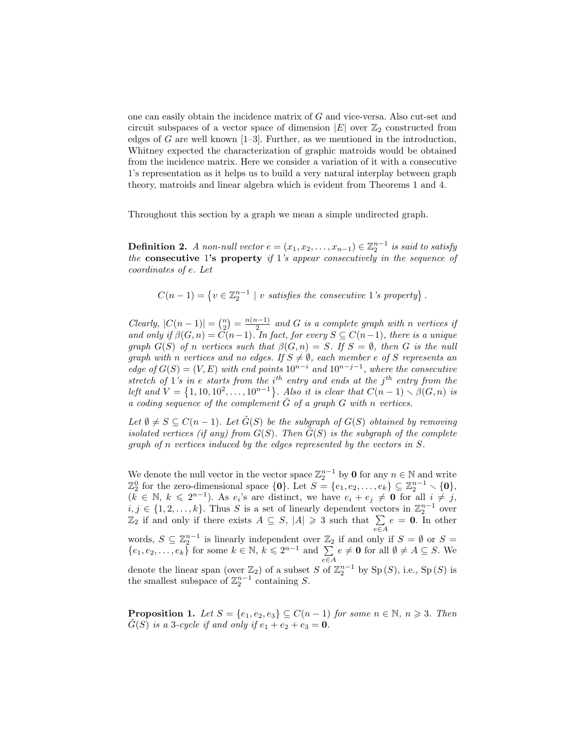one can easily obtain the incidence matrix of $G$ and vice-versa. Also cut-set and circuit subspaces of a vector space of dimension $|E|$ over $\mathbb{Z}_2$ constructed from edges of $G$ are well known [1–3]. Further, as we mentioned in the introduction, Whitney expected the characterization of graphic matroids would be obtained from the incidence matrix. Here we consider a variation of it with a consecutive 1's representation as it helps us to build a very natural interplay between graph theory, matroids and linear algebra which is evident from Theorems 1 and 4.

Throughout this section by a graph we mean a simple undirected graph.

**Definition 2.** *A non-null vector $e = (x_1, x_2, \ldots, x_{n-1}) \in \mathbb{Z}_2^{n-1}$ is said to satisfy the* **consecutive 1's property** *if 1's appear consecutively in the sequence of coordinates of $e$. Let*

$$C(n-1) = \left\{ v \in \mathbb{Z}_2^{n-1} \mid v \text{ satisfies the consecutive 1's property} \right\}.$$

*Clearly, $|C(n-1)| = \binom{n}{2} = \frac{n(n-1)}{2}$ and $G$ is a complete graph with $n$ vertices if and only if $\beta(G, n) = C(n-1)$. In fact, for every $S \subseteq C(n-1)$, there is a unique graph $G(S)$ of $n$ vertices such that $\beta(G, n) = S$. If $S = \emptyset$, then $G$ is the null graph with $n$ vertices and no edges. If $S \neq \emptyset$, each member $e$ of $S$ represents an edge of $G(S) = (V, E)$ with end points $10^{n-i}$ and $10^{n-j-1}$, where the consecutive stretch of 1's in $e$ starts from the $i^{th}$ entry and ends at the $j^{th}$ entry from the left and $V = \left\{1, 10, 10^2, \ldots, 10^{n-1}\right\}$. Also it is clear that $C(n-1) \setminus \beta(G, n)$ is a coding sequence of the complement $\bar{G}$ of a graph $G$ with $n$ vertices.*

*Let $\emptyset \neq S \subseteq C(n-1)$. Let $\tilde{G}(S)$ be the subgraph of $G(S)$ obtained by removing isolated vertices (if any) from $G(S)$. Then $\tilde{G}(S)$ is the subgraph of the complete graph of $n$ vertices induced by the edges represented by the vectors in $S$.*

We denote the null vector in the vector space $\mathbb{Z}_2^{n-1}$ by $\mathbf{0}$ for any $n \in \mathbb{N}$ and write $\mathbb{Z}_2^0$ for the zero-dimensional space $\{\mathbf{0}\}$. Let $S = \{e_1, e_2, \ldots, e_k\} \subseteq \mathbb{Z}_2^{n-1} \setminus \{\mathbf{0}\}$, ($k \in \mathbb{N}$, $k \leqslant 2^{n-1}$). As $e_i$'s are distinct, we have $e_i + e_j \neq \mathbf{0}$ for all $i \neq j$, $i, j \in \{1, 2, \ldots, k\}$. Thus $S$ is a set of linearly dependent vectors in $\mathbb{Z}_2^{n-1}$ over $\mathbb{Z}_2$ if and only if there exists $A \subseteq S$, $|A| \geqslant 3$ such that $\sum\limits_{e \in A} e = \mathbf{0}$. In other words, $S \subseteq \mathbb{Z}_2^{n-1}$ is linearly independent over $\mathbb{Z}_2$ if and only if $S = \emptyset$ or $S = \{e_1, e_2, \ldots, e_k\}$ for some $k \in \mathbb{N}$, $k \leqslant 2^{n-1}$ and $\sum\limits_{e \in A} e \neq \mathbf{0}$ for all $\emptyset \neq A \subseteq S$. We denote the linear span (over $\mathbb{Z}_2$) of a subset $S$ of $\mathbb{Z}_2^{n-1}$ by $\mathrm{Sp}(S)$, i.e., $\mathrm{Sp}(S)$ is the smallest subspace of $\mathbb{Z}_2^{n-1}$ containing $S$.

**Proposition 1.** *Let $S = \{e_1, e_2, e_3\} \subseteq C(n-1)$ for some $n \in \mathbb{N}$, $n \geqslant 3$. Then $\tilde{G}(S)$ is a 3-cycle if and only if $e_1 + e_2 + e_3 = \mathbf{0}$.*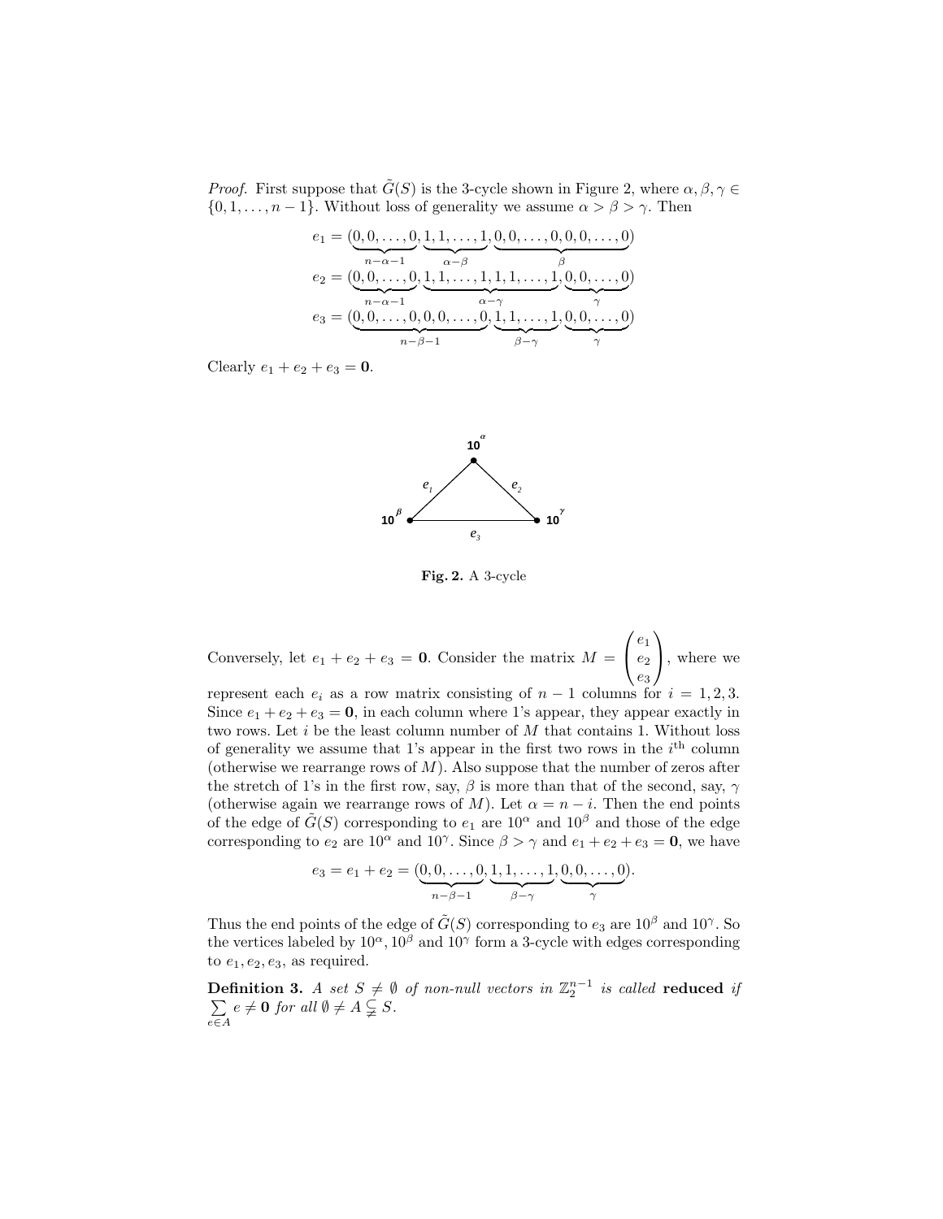*Proof.* First suppose that $\tilde{G}(S)$ is the 3-cycle shown in Figure 2, where $\alpha, \beta, \gamma \in \{0, 1, \ldots, n-1\}$. Without loss of generality we assume $\alpha > \beta > \gamma$. Then

$$e_1 = (\underbrace{0, 0, \ldots, 0}_{n-\alpha-1}, \underbrace{1, 1, \ldots, 1}_{\alpha-\beta}, \underbrace{0, 0, \ldots, 0, 0, 0, \ldots, 0}_{\beta})$$
$$e_2 = (\underbrace{0, 0, \ldots, 0}_{n-\alpha-1}, \underbrace{1, 1, \ldots, 1, 1, 1, \ldots, 1}_{\alpha-\gamma}, \underbrace{0, 0, \ldots, 0}_{\gamma})$$
$$e_3 = (\underbrace{0, 0, \ldots, 0, 0, 0, \ldots, 0}_{n-\beta-1}, \underbrace{1, 1, \ldots, 1}_{\beta-\gamma}, \underbrace{0, 0, \ldots, 0}_{\gamma})$$

Clearly $e_1 + e_2 + e_3 = \mathbf{0}$.

**Fig. 2.** A 3-cycle

Conversely, let $e_1 + e_2 + e_3 = \mathbf{0}$. Consider the matrix $M = \begin{pmatrix} e_1 \\ e_2 \\ e_3 \end{pmatrix}$, where we represent each $e_i$ as a row matrix consisting of $n-1$ columns for $i = 1, 2, 3$. Since $e_1 + e_2 + e_3 = \mathbf{0}$, in each column where 1's appear, they appear exactly in two rows. Let $i$ be the least column number of $M$ that contains 1. Without loss of generality we assume that 1's appear in the first two rows in the $i^{\text{th}}$ column (otherwise we rearrange rows of $M$). Also suppose that the number of zeros after the stretch of 1's in the first row, say, $\beta$ is more than that of the second, say, $\gamma$ (otherwise again we rearrange rows of $M$). Let $\alpha = n - i$. Then the end points of the edge of $\tilde{G}(S)$ corresponding to $e_1$ are $10^\alpha$ and $10^\beta$ and those of the edge corresponding to $e_2$ are $10^\alpha$ and $10^\gamma$. Since $\beta > \gamma$ and $e_1 + e_2 + e_3 = \mathbf{0}$, we have

$$e_3 = e_1 + e_2 = (\underbrace{0, 0, \ldots, 0}_{n-\beta-1}, \underbrace{1, 1, \ldots, 1}_{\beta-\gamma}, \underbrace{0, 0, \ldots, 0}_{\gamma}).$$

Thus the end points of the edge of $\tilde{G}(S)$ corresponding to $e_3$ are $10^\beta$ and $10^\gamma$. So the vertices labeled by $10^\alpha, 10^\beta$ and $10^\gamma$ form a 3-cycle with edges corresponding to $e_1, e_2, e_3$, as required.

**Definition 3.** *A set $S \neq \emptyset$ of non-null vectors in $\mathbb{Z}_2^{n-1}$ is called* **reduced** *if $\sum\limits_{e \in A} e \neq \mathbf{0}$ for all $\emptyset \neq A \subsetneq S$.*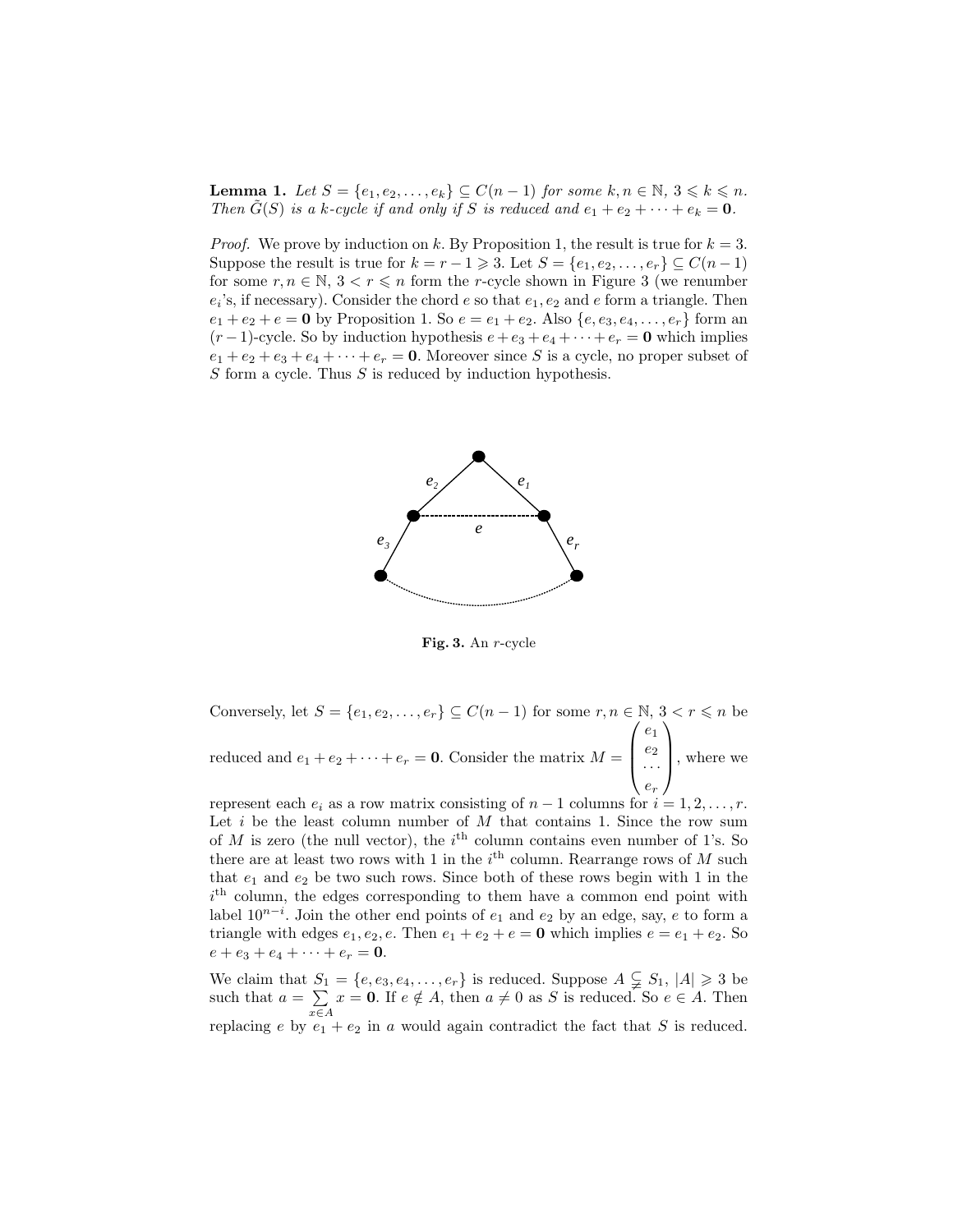**Lemma 1.** *Let $S = \{e_1, e_2, \ldots, e_k\} \subseteq C(n-1)$ for some $k, n \in \mathbb{N}$, $3 \leqslant k \leqslant n$. Then $\tilde{G}(S)$ is a $k$-cycle if and only if $S$ is reduced and $e_1 + e_2 + \cdots + e_k = \mathbf{0}$.*

*Proof.* We prove by induction on $k$. By Proposition 1, the result is true for $k = 3$. Suppose the result is true for $k = r - 1 \geqslant 3$. Let $S = \{e_1, e_2, \ldots, e_r\} \subseteq C(n-1)$ for some $r, n \in \mathbb{N}$, $3 < r \leqslant n$ form the $r$-cycle shown in Figure 3 (we renumber $e_i$'s, if necessary). Consider the chord $e$ so that $e_1, e_2$ and $e$ form a triangle. Then $e_1 + e_2 + e = \mathbf{0}$ by Proposition 1. So $e = e_1 + e_2$. Also $\{e, e_3, e_4, \ldots, e_r\}$ form an $(r-1)$-cycle. So by induction hypothesis $e + e_3 + e_4 + \cdots + e_r = \mathbf{0}$ which implies $e_1 + e_2 + e_3 + e_4 + \cdots + e_r = \mathbf{0}$. Moreover since $S$ is a cycle, no proper subset of $S$ form a cycle. Thus $S$ is reduced by induction hypothesis.

**Fig. 3.** An $r$-cycle

Conversely, let $S = \{e_1, e_2, \ldots, e_r\} \subseteq C(n-1)$ for some $r, n \in \mathbb{N}$, $3 < r \leqslant n$ be reduced and $e_1 + e_2 + \cdots + e_r = \mathbf{0}$. Consider the matrix $M = \begin{pmatrix} e_1 \\ e_2 \\ \cdots \\ e_r \end{pmatrix}$, where we represent each $e_i$ as a row matrix consisting of $n-1$ columns for $i = 1, 2, \ldots, r$. Let $i$ be the least column number of $M$ that contains 1. Since the row sum of $M$ is zero (the null vector), the $i^{\text{th}}$ column contains even number of 1's. So there are at least two rows with 1 in the $i^{\text{th}}$ column. Rearrange rows of $M$ such that $e_1$ and $e_2$ be two such rows. Since both of these rows begin with 1 in the $i^{\text{th}}$ column, the edges corresponding to them have a common end point with label $10^{n-i}$. Join the other end points of $e_1$ and $e_2$ by an edge, say, $e$ to form a triangle with edges $e_1, e_2, e$. Then $e_1 + e_2 + e = \mathbf{0}$ which implies $e = e_1 + e_2$. So $e + e_3 + e_4 + \cdots + e_r = \mathbf{0}$.

We claim that $S_1 = \{e, e_3, e_4, \ldots, e_r\}$ is reduced. Suppose $A \subsetneq S_1$, $|A| \geqslant 3$ be such that $a = \sum\limits_{x \in A} x = \mathbf{0}$. If $e \notin A$, then $a \neq \mathbf{0}$ as $S$ is reduced. So $e \in A$. Then replacing $e$ by $e_1 + e_2$ in $a$ would again contradict the fact that $S$ is reduced.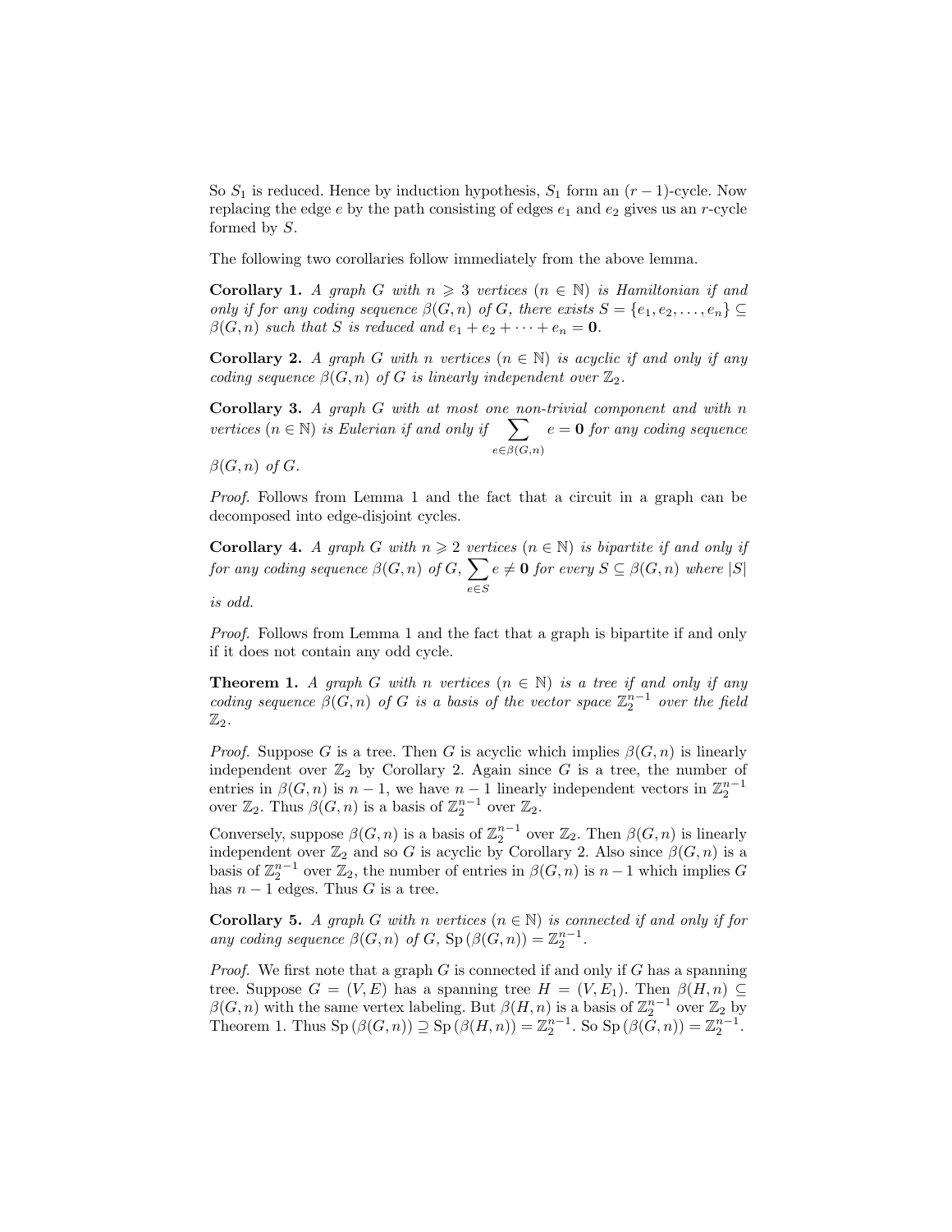So $S_1$ is reduced. Hence by induction hypothesis, $S_1$ form an $(r-1)$-cycle. Now replacing the edge $e$ by the path consisting of edges $e_1$ and $e_2$ gives us an $r$-cycle formed by $S$.

The following two corollaries follow immediately from the above lemma.

**Corollary 1.** *A graph $G$ with $n \geqslant 3$ vertices ($n \in \mathbb{N}$) is Hamiltonian if and only if for any coding sequence $\beta(G, n)$ of $G$, there exists $S = \{e_1, e_2, \ldots, e_n\} \subseteq \beta(G, n)$ such that $S$ is reduced and $e_1 + e_2 + \cdots + e_n = \mathbf{0}$.*

**Corollary 2.** *A graph $G$ with $n$ vertices ($n \in \mathbb{N}$) is acyclic if and only if any coding sequence $\beta(G, n)$ of $G$ is linearly independent over $\mathbb{Z}_2$.*

**Corollary 3.** *A graph $G$ with at most one non-trivial component and with $n$ vertices ($n \in \mathbb{N}$) is Eulerian if and only if $\sum_{e \in \beta(G,n)} e = \mathbf{0}$ for any coding sequence $\beta(G, n)$ of $G$.*

*Proof.* Follows from Lemma 1 and the fact that a circuit in a graph can be decomposed into edge-disjoint cycles.

**Corollary 4.** *A graph $G$ with $n \geqslant 2$ vertices ($n \in \mathbb{N}$) is bipartite if and only if for any coding sequence $\beta(G, n)$ of $G$, $\sum_{e \in S} e \neq \mathbf{0}$ for every $S \subseteq \beta(G, n)$ where $|S|$ is odd.*

*Proof.* Follows from Lemma 1 and the fact that a graph is bipartite if and only if it does not contain any odd cycle.

**Theorem 1.** *A graph $G$ with $n$ vertices ($n \in \mathbb{N}$) is a tree if and only if any coding sequence $\beta(G, n)$ of $G$ is a basis of the vector space $\mathbb{Z}_2^{n-1}$ over the field $\mathbb{Z}_2$.*

*Proof.* Suppose $G$ is a tree. Then $G$ is acyclic which implies $\beta(G, n)$ is linearly independent over $\mathbb{Z}_2$ by Corollary 2. Again since $G$ is a tree, the number of entries in $\beta(G, n)$ is $n - 1$, we have $n - 1$ linearly independent vectors in $\mathbb{Z}_2^{n-1}$ over $\mathbb{Z}_2$. Thus $\beta(G, n)$ is a basis of $\mathbb{Z}_2^{n-1}$ over $\mathbb{Z}_2$.

Conversely, suppose $\beta(G, n)$ is a basis of $\mathbb{Z}_2^{n-1}$ over $\mathbb{Z}_2$. Then $\beta(G, n)$ is linearly independent over $\mathbb{Z}_2$ and so $G$ is acyclic by Corollary 2. Also since $\beta(G, n)$ is a basis of $\mathbb{Z}_2^{n-1}$ over $\mathbb{Z}_2$, the number of entries in $\beta(G, n)$ is $n - 1$ which implies $G$ has $n - 1$ edges. Thus $G$ is a tree.

**Corollary 5.** *A graph $G$ with $n$ vertices ($n \in \mathbb{N}$) is connected if and only if for any coding sequence $\beta(G, n)$ of $G$, $\mathrm{Sp}\,(\beta(G, n)) = \mathbb{Z}_2^{n-1}$.*

*Proof.* We first note that a graph $G$ is connected if and only if $G$ has a spanning tree. Suppose $G = (V, E)$ has a spanning tree $H = (V, E_1)$. Then $\beta(H, n) \subseteq \beta(G, n)$ with the same vertex labeling. But $\beta(H, n)$ is a basis of $\mathbb{Z}_2^{n-1}$ over $\mathbb{Z}_2$ by Theorem 1. Thus $\mathrm{Sp}\,(\beta(G, n)) \supseteq \mathrm{Sp}\,(\beta(H, n)) = \mathbb{Z}_2^{n-1}$. So $\mathrm{Sp}\,(\beta(G, n)) = \mathbb{Z}_2^{n-1}$.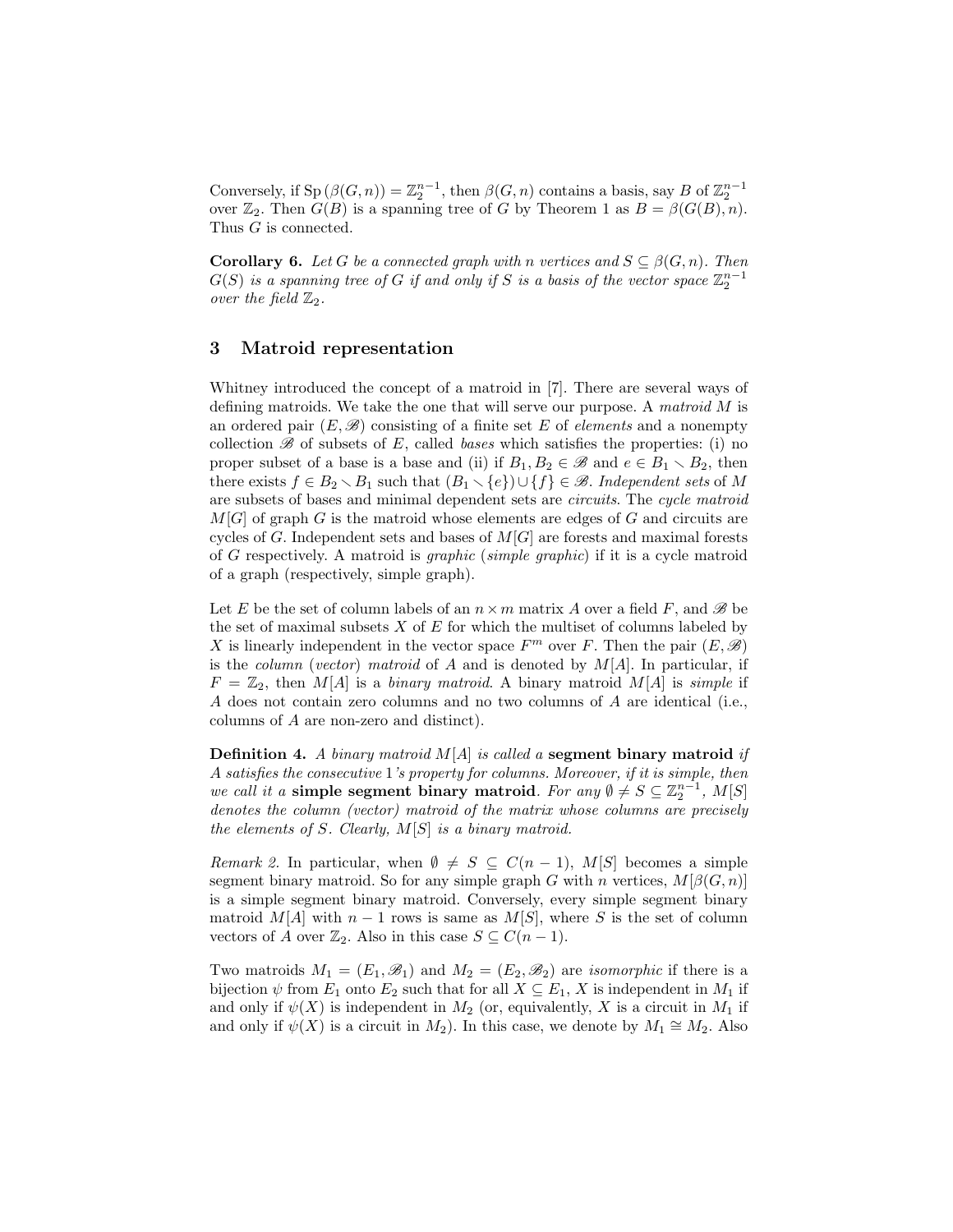Conversely, if $\mathrm{Sp}\,(\beta(G,n)) = \mathbb{Z}_2^{n-1}$, then $\beta(G,n)$ contains a basis, say $B$ of $\mathbb{Z}_2^{n-1}$ over $\mathbb{Z}_2$. Then $G(B)$ is a spanning tree of $G$ by Theorem 1 as $B = \beta(G(B), n)$. Thus $G$ is connected.

**Corollary 6.** *Let $G$ be a connected graph with $n$ vertices and $S \subseteq \beta(G,n)$. Then $G(S)$ is a spanning tree of $G$ if and only if $S$ is a basis of the vector space $\mathbb{Z}_2^{n-1}$ over the field $\mathbb{Z}_2$.*

## 3 Matroid representation

Whitney introduced the concept of a matroid in [7]. There are several ways of defining matroids. We take the one that will serve our purpose. A *matroid* $M$ is an ordered pair $(E, \mathscr{B})$ consisting of a finite set $E$ of *elements* and a nonempty collection $\mathscr{B}$ of subsets of $E$, called *bases* which satisfies the properties: (i) no proper subset of a base is a base and (ii) if $B_1, B_2 \in \mathscr{B}$ and $e \in B_1 \smallsetminus B_2$, then there exists $f \in B_2 \smallsetminus B_1$ such that $(B_1 \smallsetminus \{e\}) \cup \{f\} \in \mathscr{B}$. *Independent sets* of $M$ are subsets of bases and minimal dependent sets are *circuits*. The *cycle matroid* $M[G]$ of graph $G$ is the matroid whose elements are edges of $G$ and circuits are cycles of $G$. Independent sets and bases of $M[G]$ are forests and maximal forests of $G$ respectively. A matroid is *graphic* (*simple graphic*) if it is a cycle matroid of a graph (respectively, simple graph).

Let $E$ be the set of column labels of an $n \times m$ matrix $A$ over a field $F$, and $\mathscr{B}$ be the set of maximal subsets $X$ of $E$ for which the multiset of columns labeled by $X$ is linearly independent in the vector space $F^m$ over $F$. Then the pair $(E, \mathscr{B})$ is the *column* (*vector*) *matroid* of $A$ and is denoted by $M[A]$. In particular, if $F = \mathbb{Z}_2$, then $M[A]$ is a *binary matroid*. A binary matroid $M[A]$ is *simple* if $A$ does not contain zero columns and no two columns of $A$ are identical (i.e., columns of $A$ are non-zero and distinct).

**Definition 4.** *A binary matroid $M[A]$ is called a* **segment binary matroid** *if $A$ satisfies the consecutive 1's property for columns. Moreover, if it is simple, then we call it a* **simple segment binary matroid**. *For any $\emptyset \neq S \subseteq \mathbb{Z}_2^{n-1}$, $M[S]$ denotes the column (vector) matroid of the matrix whose columns are precisely the elements of $S$. Clearly, $M[S]$ is a binary matroid.*

*Remark 2.* In particular, when $\emptyset \neq S \subseteq C(n-1)$, $M[S]$ becomes a simple segment binary matroid. So for any simple graph $G$ with $n$ vertices, $M[\beta(G,n)]$ is a simple segment binary matroid. Conversely, every simple segment binary matroid $M[A]$ with $n-1$ rows is same as $M[S]$, where $S$ is the set of column vectors of $A$ over $\mathbb{Z}_2$. Also in this case $S \subseteq C(n-1)$.

Two matroids $M_1 = (E_1, \mathscr{B}_1)$ and $M_2 = (E_2, \mathscr{B}_2)$ are *isomorphic* if there is a bijection $\psi$ from $E_1$ onto $E_2$ such that for all $X \subseteq E_1$, $X$ is independent in $M_1$ if and only if $\psi(X)$ is independent in $M_2$ (or, equivalently, $X$ is a circuit in $M_1$ if and only if $\psi(X)$ is a circuit in $M_2$). In this case, we denote by $M_1 \cong M_2$. Also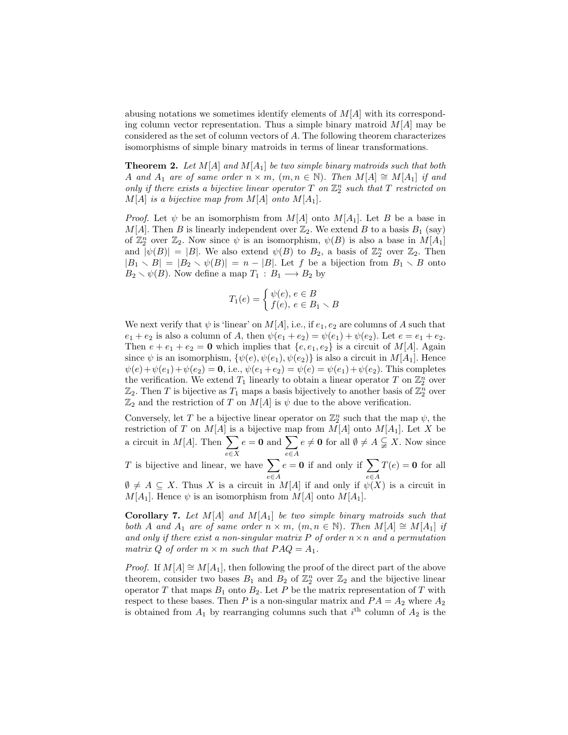abusing notations we sometimes identify elements of $M[A]$ with its corresponding column vector representation. Thus a simple binary matroid $M[A]$ may be considered as the set of column vectors of $A$. The following theorem characterizes isomorphisms of simple binary matroids in terms of linear transformations.

**Theorem 2.** *Let $M[A]$ and $M[A_1]$ be two simple binary matroids such that both $A$ and $A_1$ are of same order $n \times m$, $(m, n \in \mathbb{N})$. Then $M[A] \cong M[A_1]$ if and only if there exists a bijective linear operator $T$ on $\mathbb{Z}_2^n$ such that $T$ restricted on $M[A]$ is a bijective map from $M[A]$ onto $M[A_1]$.*

*Proof.* Let $\psi$ be an isomorphism from $M[A]$ onto $M[A_1]$. Let $B$ be a base in $M[A]$. Then $B$ is linearly independent over $\mathbb{Z}_2$. We extend $B$ to a basis $B_1$ (say) of $\mathbb{Z}_2^n$ over $\mathbb{Z}_2$. Now since $\psi$ is an isomorphism, $\psi(B)$ is also a base in $M[A_1]$ and $|\psi(B)| = |B|$. We also extend $\psi(B)$ to $B_2$, a basis of $\mathbb{Z}_2^n$ over $\mathbb{Z}_2$. Then $|B_1 \smallsetminus B| = |B_2 \smallsetminus \psi(B)| = n - |B|$. Let $f$ be a bijection from $B_1 \smallsetminus B$ onto $B_2 \smallsetminus \psi(B)$. Now define a map $T_1 : B_1 \longrightarrow B_2$ by

$$T_1(e) = \begin{cases} \psi(e), \ e \in B \\ f(e), \ e \in B_1 \smallsetminus B \end{cases}$$

We next verify that $\psi$ is 'linear' on $M[A]$, i.e., if $e_1, e_2$ are columns of $A$ such that $e_1 + e_2$ is also a column of $A$, then $\psi(e_1 + e_2) = \psi(e_1) + \psi(e_2)$. Let $e = e_1 + e_2$. Then $e + e_1 + e_2 = \mathbf{0}$ which implies that $\{e, e_1, e_2\}$ is a circuit of $M[A]$. Again since $\psi$ is an isomorphism, $\{\psi(e), \psi(e_1), \psi(e_2)\}$ is also a circuit in $M[A_1]$. Hence $\psi(e) + \psi(e_1) + \psi(e_2) = \mathbf{0}$, i.e., $\psi(e_1 + e_2) = \psi(e) = \psi(e_1) + \psi(e_2)$. This completes the verification. We extend $T_1$ linearly to obtain a linear operator $T$ on $\mathbb{Z}_2^n$ over $\mathbb{Z}_2$. Then $T$ is bijective as $T_1$ maps a basis bijectively to another basis of $\mathbb{Z}_2^n$ over $\mathbb{Z}_2$ and the restriction of $T$ on $M[A]$ is $\psi$ due to the above verification.

Conversely, let $T$ be a bijective linear operator on $\mathbb{Z}_2^n$ such that the map $\psi$, the restriction of $T$ on $M[A]$ is a bijective map from $M[A]$ onto $M[A_1]$. Let $X$ be a circuit in $M[A]$. Then $\sum_{e \in X} e = \mathbf{0}$ and $\sum_{e \in A} e \neq \mathbf{0}$ for all $\emptyset \neq A \subsetneqq X$. Now since $T$ is bijective and linear, we have $\sum_{e \in A} e = \mathbf{0}$ if and only if $\sum_{e \in A} T(e) = \mathbf{0}$ for all $\emptyset \neq A \subseteq X$. Thus $X$ is a circuit in $M[A]$ if and only if $\psi(X)$ is a circuit in $M[A_1]$. Hence $\psi$ is an isomorphism from $M[A]$ onto $M[A_1]$.

**Corollary 7.** *Let $M[A]$ and $M[A_1]$ be two simple binary matroids such that both $A$ and $A_1$ are of same order $n \times m$, $(m, n \in \mathbb{N})$. Then $M[A] \cong M[A_1]$ if and only if there exist a non-singular matrix $P$ of order $n \times n$ and a permutation matrix $Q$ of order $m \times m$ such that $PAQ = A_1$.*

*Proof.* If $M[A] \cong M[A_1]$, then following the proof of the direct part of the above theorem, consider two bases $B_1$ and $B_2$ of $\mathbb{Z}_2^n$ over $\mathbb{Z}_2$ and the bijective linear operator $T$ that maps $B_1$ onto $B_2$. Let $P$ be the matrix representation of $T$ with respect to these bases. Then $P$ is a non-singular matrix and $PA = A_2$ where $A_2$ is obtained from $A_1$ by rearranging columns such that $i^{\text{th}}$ column of $A_2$ is the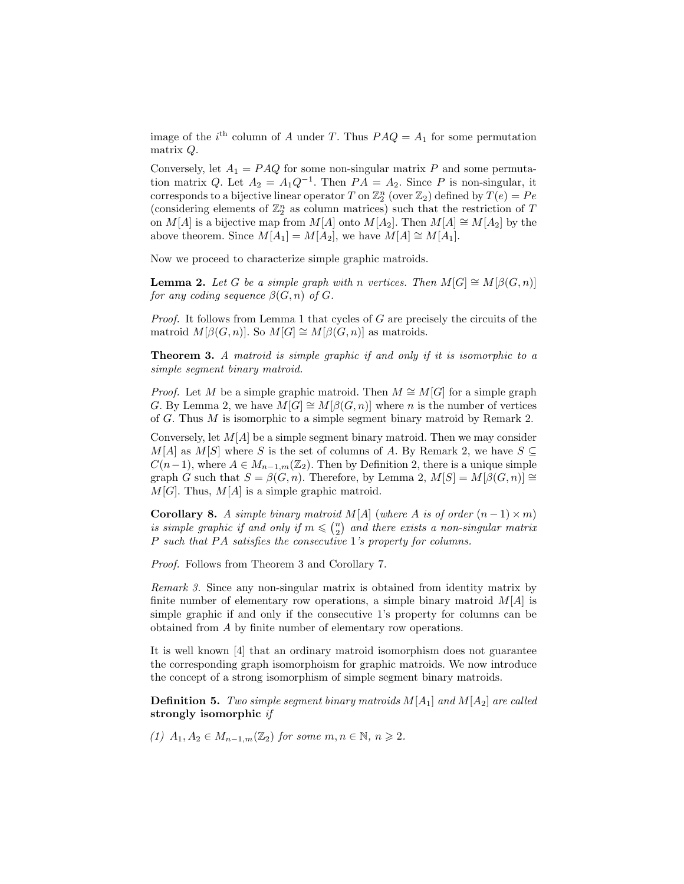image of the $i^{\text{th}}$ column of $A$ under $T$. Thus $PAQ = A_1$ for some permutation matrix $Q$.

Conversely, let $A_1 = PAQ$ for some non-singular matrix $P$ and some permutation matrix $Q$. Let $A_2 = A_1Q^{-1}$. Then $PA = A_2$. Since $P$ is non-singular, it corresponds to a bijective linear operator $T$ on $\mathbb{Z}_2^n$ (over $\mathbb{Z}_2$) defined by $T(e) = Pe$ (considering elements of $\mathbb{Z}_2^n$ as column matrices) such that the restriction of $T$ on $M[A]$ is a bijective map from $M[A]$ onto $M[A_2]$. Then $M[A] \cong M[A_2]$ by the above theorem. Since $M[A_1] = M[A_2]$, we have $M[A] \cong M[A_1]$.

Now we proceed to characterize simple graphic matroids.

**Lemma 2.** *Let $G$ be a simple graph with $n$ vertices. Then $M[G] \cong M[\beta(G,n)]$ for any coding sequence $\beta(G,n)$ of $G$.*

*Proof.* It follows from Lemma 1 that cycles of $G$ are precisely the circuits of the matroid $M[\beta(G,n)]$. So $M[G] \cong M[\beta(G,n)]$ as matroids.

**Theorem 3.** *A matroid is simple graphic if and only if it is isomorphic to a simple segment binary matroid.*

*Proof.* Let $M$ be a simple graphic matroid. Then $M \cong M[G]$ for a simple graph $G$. By Lemma 2, we have $M[G] \cong M[\beta(G,n)]$ where $n$ is the number of vertices of $G$. Thus $M$ is isomorphic to a simple segment binary matroid by Remark 2.

Conversely, let $M[A]$ be a simple segment binary matroid. Then we may consider $M[A]$ as $M[S]$ where $S$ is the set of columns of $A$. By Remark 2, we have $S \subseteq C(n-1)$, where $A \in M_{n-1,m}(\mathbb{Z}_2)$. Then by Definition 2, there is a unique simple graph $G$ such that $S = \beta(G,n)$. Therefore, by Lemma 2, $M[S] = M[\beta(G,n)] \cong M[G]$. Thus, $M[A]$ is a simple graphic matroid.

**Corollary 8.** *A simple binary matroid $M[A]$ (where $A$ is of order $(n-1) \times m$) is simple graphic if and only if $m \leqslant \binom{n}{2}$ and there exists a non-singular matrix $P$ such that $PA$ satisfies the consecutive 1's property for columns.*

*Proof.* Follows from Theorem 3 and Corollary 7.

*Remark 3.* Since any non-singular matrix is obtained from identity matrix by finite number of elementary row operations, a simple binary matroid $M[A]$ is simple graphic if and only if the consecutive 1's property for columns can be obtained from $A$ by finite number of elementary row operations.

It is well known [4] that an ordinary matroid isomorphism does not guarantee the corresponding graph isomorphoism for graphic matroids. We now introduce the concept of a strong isomorphism of simple segment binary matroids.

**Definition 5.** *Two simple segment binary matroids $M[A_1]$ and $M[A_2]$ are called* **strongly isomorphic** *if*

*(1) $A_1, A_2 \in M_{n-1,m}(\mathbb{Z}_2)$ for some $m, n \in \mathbb{N}$, $n \geqslant 2$.*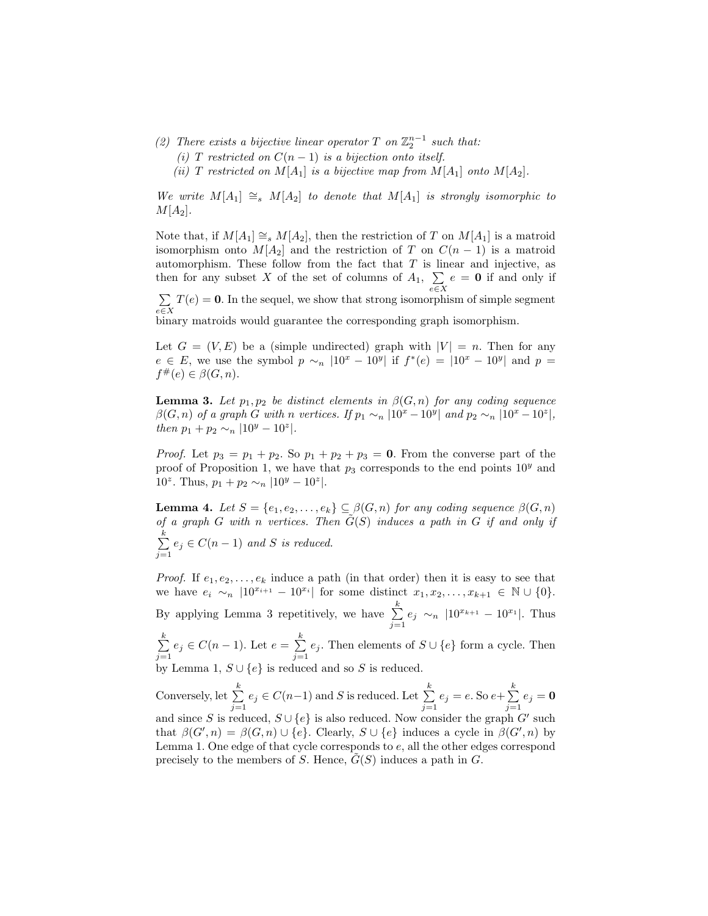(2) *There exists a bijective linear operator $T$ on $\mathbb{Z}_2^{n-1}$ such that:*
   (i) *$T$ restricted on $C(n-1)$ is a bijection onto itself.*
   (ii) *$T$ restricted on $M[A_1]$ is a bijective map from $M[A_1]$ onto $M[A_2]$.*

*We write $M[A_1] \cong_s M[A_2]$ to denote that $M[A_1]$ is strongly isomorphic to $M[A_2]$.*

Note that, if $M[A_1] \cong_s M[A_2]$, then the restriction of $T$ on $M[A_1]$ is a matroid isomorphism onto $M[A_2]$ and the restriction of $T$ on $C(n-1)$ is a matroid automorphism. These follow from the fact that $T$ is linear and injective, as then for any subset $X$ of the set of columns of $A_1$, $\sum_{e \in X} e = \mathbf{0}$ if and only if $\sum_{e \in X} T(e) = \mathbf{0}$. In the sequel, we show that strong isomorphism of simple segment binary matroids would guarantee the corresponding graph isomorphism.

Let $G = (V, E)$ be a (simple undirected) graph with $|V| = n$. Then for any $e \in E$, we use the symbol $p \sim_n |10^x - 10^y|$ if $f^*(e) = |10^x - 10^y|$ and $p = f^\#(e) \in \beta(G, n)$.

**Lemma 3.** *Let $p_1, p_2$ be distinct elements in $\beta(G, n)$ for any coding sequence $\beta(G, n)$ of a graph $G$ with $n$ vertices. If $p_1 \sim_n |10^x - 10^y|$ and $p_2 \sim_n |10^x - 10^z|$, then $p_1 + p_2 \sim_n |10^y - 10^z|$.*

*Proof.* Let $p_3 = p_1 + p_2$. So $p_1 + p_2 + p_3 = \mathbf{0}$. From the converse part of the proof of Proposition 1, we have that $p_3$ corresponds to the end points $10^y$ and $10^z$. Thus, $p_1 + p_2 \sim_n |10^y - 10^z|$.

**Lemma 4.** *Let $S = \{e_1, e_2, \ldots, e_k\} \subseteq \beta(G, n)$ for any coding sequence $\beta(G, n)$ of a graph $G$ with $n$ vertices. Then $\tilde{G}(S)$ induces a path in $G$ if and only if $\sum_{j=1}^{k} e_j \in C(n-1)$ and $S$ is reduced.*

*Proof.* If $e_1, e_2, \ldots, e_k$ induce a path (in that order) then it is easy to see that we have $e_i \sim_n |10^{x_{i+1}} - 10^{x_i}|$ for some distinct $x_1, x_2, \ldots, x_{k+1} \in \mathbb{N} \cup \{0\}$. By applying Lemma 3 repetitively, we have $\sum_{j=1}^{k} e_j \sim_n |10^{x_{k+1}} - 10^{x_1}|$. Thus $\sum_{j=1}^{k} e_j \in C(n-1)$. Let $e = \sum_{j=1}^{k} e_j$. Then elements of $S \cup \{e\}$ form a cycle. Then by Lemma 1, $S \cup \{e\}$ is reduced and so $S$ is reduced.

Conversely, let $\sum_{j=1}^{k} e_j \in C(n-1)$ and $S$ is reduced. Let $\sum_{j=1}^{k} e_j = e$. So $e + \sum_{j=1}^{k} e_j = \mathbf{0}$ and since $S$ is reduced, $S \cup \{e\}$ is also reduced. Now consider the graph $G'$ such that $\beta(G', n) = \beta(G, n) \cup \{e\}$. Clearly, $S \cup \{e\}$ induces a cycle in $\beta(G', n)$ by Lemma 1. One edge of that cycle corresponds to $e$, all the other edges correspond precisely to the members of $S$. Hence, $\tilde{G}(S)$ induces a path in $G$.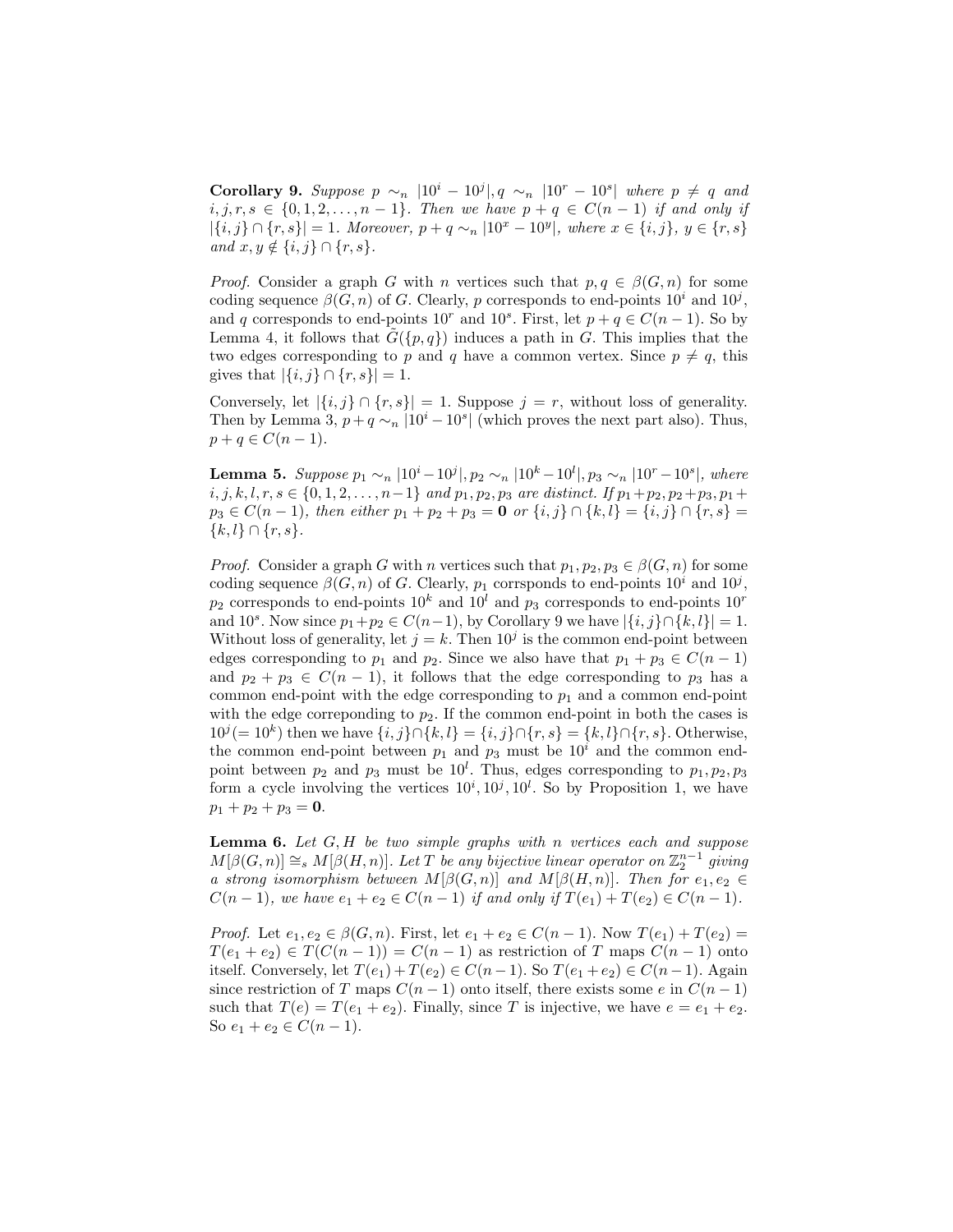**Corollary 9.** *Suppose $p \sim_n |10^i - 10^j|, q \sim_n |10^r - 10^s|$ where $p \neq q$ and $i, j, r, s \in \{0, 1, 2, \ldots, n-1\}$. Then we have $p + q \in C(n-1)$ if and only if $|\{i, j\} \cap \{r, s\}| = 1$. Moreover, $p + q \sim_n |10^x - 10^y|$, where $x \in \{i, j\}$, $y \in \{r, s\}$ and $x, y \notin \{i, j\} \cap \{r, s\}$.*

*Proof.* Consider a graph $G$ with $n$ vertices such that $p, q \in \beta(G, n)$ for some coding sequence $\beta(G, n)$ of $G$. Clearly, $p$ corresponds to end-points $10^i$ and $10^j$, and $q$ corresponds to end-points $10^r$ and $10^s$. First, let $p + q \in C(n-1)$. So by Lemma 4, it follows that $\tilde{G}(\{p, q\})$ induces a path in $G$. This implies that the two edges corresponding to $p$ and $q$ have a common vertex. Since $p \neq q$, this gives that $|\{i, j\} \cap \{r, s\}| = 1$.

Conversely, let $|\{i, j\} \cap \{r, s\}| = 1$. Suppose $j = r$, without loss of generality. Then by Lemma 3, $p + q \sim_n |10^i - 10^s|$ (which proves the next part also). Thus, $p + q \in C(n-1)$.

**Lemma 5.** *Suppose $p_1 \sim_n |10^i - 10^j|, p_2 \sim_n |10^k - 10^l|, p_3 \sim_n |10^r - 10^s|$, where $i, j, k, l, r, s \in \{0, 1, 2, \ldots, n-1\}$ and $p_1, p_2, p_3$ are distinct. If $p_1 + p_2, p_2 + p_3, p_1 + p_3 \in C(n-1)$, then either $p_1 + p_2 + p_3 = \mathbf{0}$ or $\{i, j\} \cap \{k, l\} = \{i, j\} \cap \{r, s\} = \{k, l\} \cap \{r, s\}$.*

*Proof.* Consider a graph $G$ with $n$ vertices such that $p_1, p_2, p_3 \in \beta(G, n)$ for some coding sequence $\beta(G, n)$ of $G$. Clearly, $p_1$ corrsponds to end-points $10^i$ and $10^j$, $p_2$ corresponds to end-points $10^k$ and $10^l$ and $p_3$ corresponds to end-points $10^r$ and $10^s$. Now since $p_1 + p_2 \in C(n-1)$, by Corollary 9 we have $|\{i, j\} \cap \{k, l\}| = 1$. Without loss of generality, let $j = k$. Then $10^j$ is the common end-point between edges corresponding to $p_1$ and $p_2$. Since we also have that $p_1 + p_3 \in C(n-1)$ and $p_2 + p_3 \in C(n-1)$, it follows that the edge corresponding to $p_3$ has a common end-point with the edge corresponding to $p_1$ and a common end-point with the edge correponding to $p_2$. If the common end-point in both the cases is $10^j (= 10^k)$ then we have $\{i, j\} \cap \{k, l\} = \{i, j\} \cap \{r, s\} = \{k, l\} \cap \{r, s\}$. Otherwise, the common end-point between $p_1$ and $p_3$ must be $10^i$ and the common end-point between $p_2$ and $p_3$ must be $10^l$. Thus, edges corresponding to $p_1, p_2, p_3$ form a cycle involving the vertices $10^i, 10^j, 10^l$. So by Proposition 1, we have $p_1 + p_2 + p_3 = \mathbf{0}$.

**Lemma 6.** *Let $G, H$ be two simple graphs with $n$ vertices each and suppose $M[\beta(G, n)] \cong_s M[\beta(H, n)]$. Let $T$ be any bijective linear operator on $\mathbb{Z}_2^{n-1}$ giving a strong isomorphism between $M[\beta(G, n)]$ and $M[\beta(H, n)]$. Then for $e_1, e_2 \in C(n-1)$, we have $e_1 + e_2 \in C(n-1)$ if and only if $T(e_1) + T(e_2) \in C(n-1)$.*

*Proof.* Let $e_1, e_2 \in \beta(G, n)$. First, let $e_1 + e_2 \in C(n-1)$. Now $T(e_1) + T(e_2) = T(e_1 + e_2) \in T(C(n-1)) = C(n-1)$ as restriction of $T$ maps $C(n-1)$ onto itself. Conversely, let $T(e_1) + T(e_2) \in C(n-1)$. So $T(e_1 + e_2) \in C(n-1)$. Again since restriction of $T$ maps $C(n-1)$ onto itself, there exists some $e$ in $C(n-1)$ such that $T(e) = T(e_1 + e_2)$. Finally, since $T$ is injective, we have $e = e_1 + e_2$. So $e_1 + e_2 \in C(n-1)$.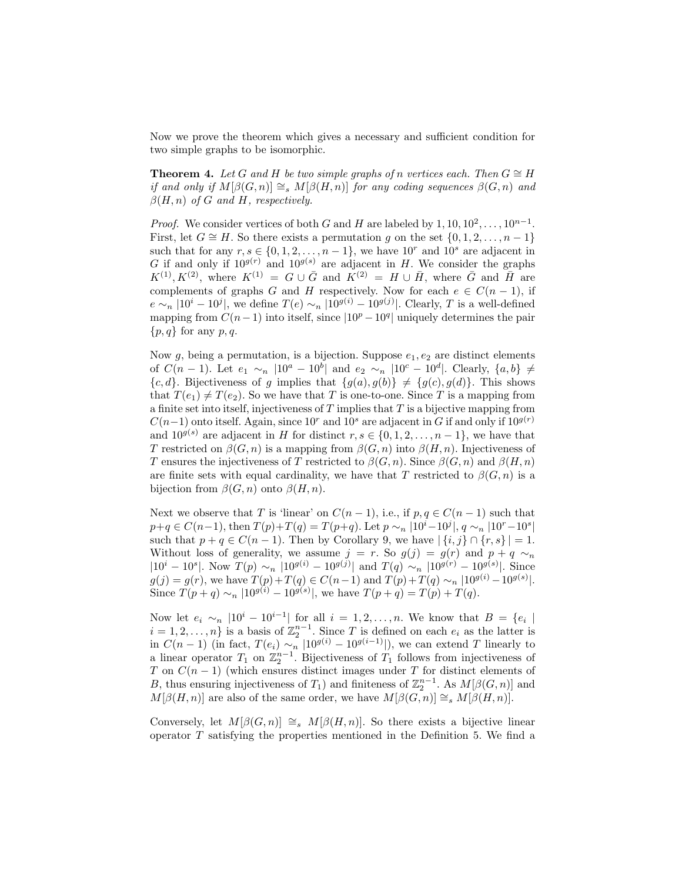Now we prove the theorem which gives a necessary and sufficient condition for two simple graphs to be isomorphic.

**Theorem 4.** *Let $G$ and $H$ be two simple graphs of $n$ vertices each. Then $G \cong H$ if and only if $M[\beta(G,n)] \cong_s M[\beta(H,n)]$ for any coding sequences $\beta(G,n)$ and $\beta(H,n)$ of $G$ and $H$, respectively.*

*Proof.* We consider vertices of both $G$ and $H$ are labeled by $1, 10, 10^2, \ldots, 10^{n-1}$. First, let $G \cong H$. So there exists a permutation $g$ on the set $\{0, 1, 2, \ldots, n-1\}$ such that for any $r, s \in \{0, 1, 2, \ldots, n-1\}$, we have $10^r$ and $10^s$ are adjacent in $G$ if and only if $10^{g(r)}$ and $10^{g(s)}$ are adjacent in $H$. We consider the graphs $K^{(1)}, K^{(2)}$, where $K^{(1)} = G \cup \bar{G}$ and $K^{(2)} = H \cup \bar{H}$, where $\bar{G}$ and $\bar{H}$ are complements of graphs $G$ and $H$ respectively. Now for each $e \in C(n-1)$, if $e \sim_n |10^i - 10^j|$, we define $T(e) \sim_n |10^{g(i)} - 10^{g(j)}|$. Clearly, $T$ is a well-defined mapping from $C(n-1)$ into itself, since $|10^p - 10^q|$ uniquely determines the pair $\{p, q\}$ for any $p, q$.

Now $g$, being a permutation, is a bijection. Suppose $e_1, e_2$ are distinct elements of $C(n-1)$. Let $e_1 \sim_n |10^a - 10^b|$ and $e_2 \sim_n |10^c - 10^d|$. Clearly, $\{a, b\} \neq \{c, d\}$. Bijectiveness of $g$ implies that $\{g(a), g(b)\} \neq \{g(c), g(d)\}$. This shows that $T(e_1) \neq T(e_2)$. So we have that $T$ is one-to-one. Since $T$ is a mapping from a finite set into itself, injectiveness of $T$ implies that $T$ is a bijective mapping from $C(n-1)$ onto itself. Again, since $10^r$ and $10^s$ are adjacent in $G$ if and only if $10^{g(r)}$ and $10^{g(s)}$ are adjacent in $H$ for distinct $r, s \in \{0, 1, 2, \ldots, n-1\}$, we have that $T$ restricted on $\beta(G,n)$ is a mapping from $\beta(G,n)$ into $\beta(H,n)$. Injectiveness of $T$ ensures the injectiveness of $T$ restricted to $\beta(G,n)$. Since $\beta(G,n)$ and $\beta(H,n)$ are finite sets with equal cardinality, we have that $T$ restricted to $\beta(G,n)$ is a bijection from $\beta(G,n)$ onto $\beta(H,n)$.

Next we observe that $T$ is 'linear' on $C(n-1)$, i.e., if $p, q \in C(n-1)$ such that $p+q \in C(n-1)$, then $T(p)+T(q) = T(p+q)$. Let $p \sim_n |10^i - 10^j|$, $q \sim_n |10^r - 10^s|$ such that $p + q \in C(n-1)$. Then by Corollary 9, we have $|\{i, j\} \cap \{r, s\}| = 1$. Without loss of generality, we assume $j = r$. So $g(j) = g(r)$ and $p + q \sim_n |10^i - 10^s|$. Now $T(p) \sim_n |10^{g(i)} - 10^{g(j)}|$ and $T(q) \sim_n |10^{g(r)} - 10^{g(s)}|$. Since $g(j) = g(r)$, we have $T(p)+T(q) \in C(n-1)$ and $T(p)+T(q) \sim_n |10^{g(i)} - 10^{g(s)}|$. Since $T(p+q) \sim_n |10^{g(i)} - 10^{g(s)}|$, we have $T(p+q) = T(p) + T(q)$.

Now let $e_i \sim_n |10^i - 10^{i-1}|$ for all $i = 1, 2, \ldots, n$. We know that $B = \{e_i \mid i = 1, 2, \ldots, n\}$ is a basis of $\mathbb{Z}_2^{n-1}$. Since $T$ is defined on each $e_i$ as the latter is in $C(n-1)$ (in fact, $T(e_i) \sim_n |10^{g(i)} - 10^{g(i-1)}|$), we can extend $T$ linearly to a linear operator $T_1$ on $\mathbb{Z}_2^{n-1}$. Bijectiveness of $T_1$ follows from injectiveness of $T$ on $C(n-1)$ (which ensures distinct images under $T$ for distinct elements of $B$, thus ensuring injectiveness of $T_1$) and finiteness of $\mathbb{Z}_2^{n-1}$. As $M[\beta(G,n)]$ and $M[\beta(H,n)]$ are also of the same order, we have $M[\beta(G,n)] \cong_s M[\beta(H,n)]$.

Conversely, let $M[\beta(G,n)] \cong_s M[\beta(H,n)]$. So there exists a bijective linear operator $T$ satisfying the properties mentioned in the Definition 5. We find a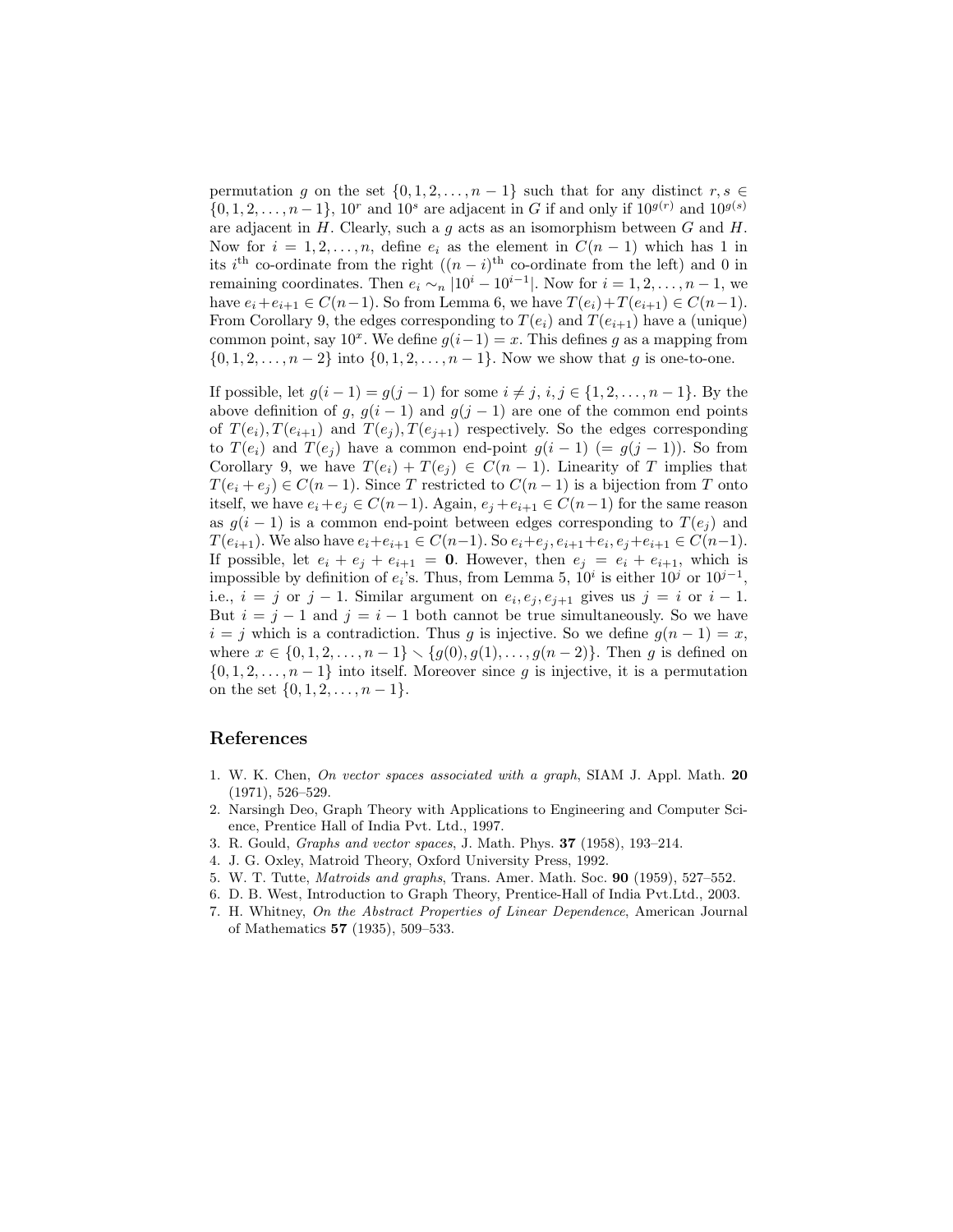permutation $g$ on the set $\{0, 1, 2, \ldots, n-1\}$ such that for any distinct $r, s \in \{0, 1, 2, \ldots, n-1\}$, $10^r$ and $10^s$ are adjacent in $G$ if and only if $10^{g(r)}$ and $10^{g(s)}$ are adjacent in $H$. Clearly, such a $g$ acts as an isomorphism between $G$ and $H$. Now for $i = 1, 2, \ldots, n$, define $e_i$ as the element in $C(n-1)$ which has 1 in its $i^{\text{th}}$ co-ordinate from the right ($(n-i)^{\text{th}}$ co-ordinate from the left) and 0 in remaining coordinates. Then $e_i \sim_n |10^i - 10^{i-1}|$. Now for $i = 1, 2, \ldots, n-1$, we have $e_i + e_{i+1} \in C(n-1)$. So from Lemma 6, we have $T(e_i) + T(e_{i+1}) \in C(n-1)$. From Corollary 9, the edges corresponding to $T(e_i)$ and $T(e_{i+1})$ have a (unique) common point, say $10^x$. We define $g(i-1) = x$. This defines $g$ as a mapping from $\{0, 1, 2, \ldots, n-2\}$ into $\{0, 1, 2, \ldots, n-1\}$. Now we show that $g$ is one-to-one.

If possible, let $g(i-1) = g(j-1)$ for some $i \neq j$, $i, j \in \{1, 2, \ldots, n-1\}$. By the above definition of $g$, $g(i-1)$ and $g(j-1)$ are one of the common end points of $T(e_i), T(e_{i+1})$ and $T(e_j), T(e_{j+1})$ respectively. So the edges corresponding to $T(e_i)$ and $T(e_j)$ have a common end-point $g(i-1)$ $(= g(j-1))$. So from Corollary 9, we have $T(e_i) + T(e_j) \in C(n-1)$. Linearity of $T$ implies that $T(e_i + e_j) \in C(n-1)$. Since $T$ restricted to $C(n-1)$ is a bijection from $T$ onto itself, we have $e_i + e_j \in C(n-1)$. Again, $e_j + e_{i+1} \in C(n-1)$ for the same reason as $g(i-1)$ is a common end-point between edges corresponding to $T(e_j)$ and $T(e_{i+1})$. We also have $e_i + e_{i+1} \in C(n-1)$. So $e_i + e_j, e_{i+1} + e_i, e_j + e_{i+1} \in C(n-1)$. If possible, let $e_i + e_j + e_{i+1} = \mathbf{0}$. However, then $e_j = e_i + e_{i+1}$, which is impossible by definition of $e_i$'s. Thus, from Lemma 5, $10^i$ is either $10^j$ or $10^{j-1}$, i.e., $i = j$ or $j-1$. Similar argument on $e_i, e_j, e_{j+1}$ gives us $j = i$ or $i-1$. But $i = j-1$ and $j = i-1$ both cannot be true simultaneously. So we have $i = j$ which is a contradiction. Thus $g$ is injective. So we define $g(n-1) = x$, where $x \in \{0, 1, 2, \ldots, n-1\} \smallsetminus \{g(0), g(1), \ldots, g(n-2)\}$. Then $g$ is defined on $\{0, 1, 2, \ldots, n-1\}$ into itself. Moreover since $g$ is injective, it is a permutation on the set $\{0, 1, 2, \ldots, n-1\}$.

## References

1. W. K. Chen, *On vector spaces associated with a graph*, SIAM J. Appl. Math. **20** (1971), 526–529.
2. Narsingh Deo, Graph Theory with Applications to Engineering and Computer Science, Prentice Hall of India Pvt. Ltd., 1997.
3. R. Gould, *Graphs and vector spaces*, J. Math. Phys. **37** (1958), 193–214.
4. J. G. Oxley, Matroid Theory, Oxford University Press, 1992.
5. W. T. Tutte, *Matroids and graphs*, Trans. Amer. Math. Soc. **90** (1959), 527–552.
6. D. B. West, Introduction to Graph Theory, Prentice-Hall of India Pvt.Ltd., 2003.
7. H. Whitney, *On the Abstract Properties of Linear Dependence*, American Journal of Mathematics **57** (1935), 509–533.